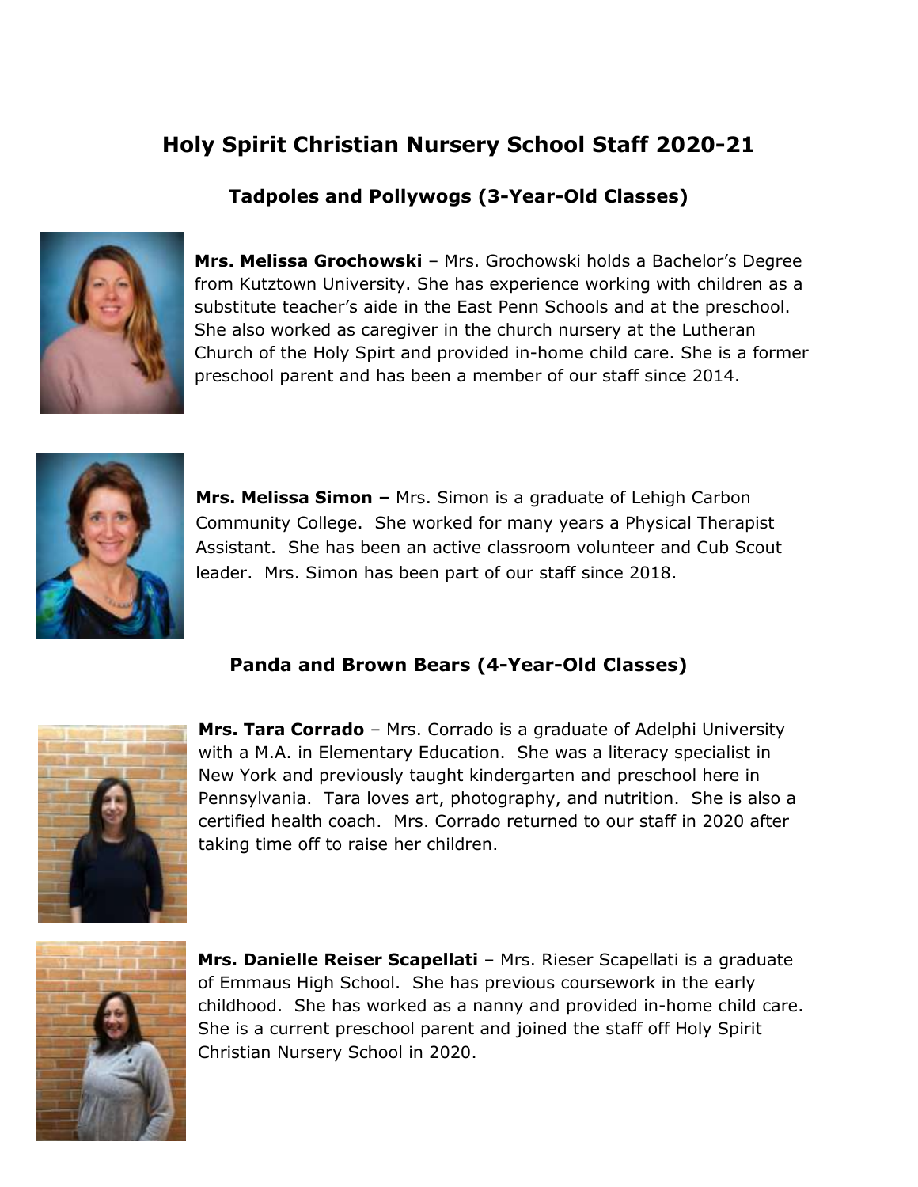# Holy Spirit Christian Nursery School Staff 2020-21

## Tadpoles and Pollywogs (3-Year-Old Classes)

**Mrs. Melissa Grochowski** – Mrs. Grochowski holds a Bachelor's Degree from Kutztown University. She has experience working with children as a substitute teacher's aide in the East Penn Schools and at the preschool. She also worked as caregiver in the church nursery at the Lutheran Church of the Holy Spirt and provided in-home child care. She is a former preschool parent and has been a member of our staff since 2014.

**Mrs. Melissa Simon –** Mrs. Simon is a graduate of Lehigh Carbon Community College. She worked for many years a Physical Therapist Assistant. She has been an active classroom volunteer and Cub Scout leader. Mrs. Simon has been part of our staff since 2018.

## Panda and Brown Bears (4-Year-Old Classes)

**Mrs. Tara Corrado** – Mrs. Corrado is a graduate of Adelphi University with a M.A. in Elementary Education. She was a literacy specialist in New York and previously taught kindergarten and preschool here in Pennsylvania. Tara loves art, photography, and nutrition. She is also a certified health coach. Mrs. Corrado returned to our staff in 2020 after taking time off to raise her children.

**Mrs. Danielle Reiser Scapellati** – Mrs. Rieser Scapellati is a graduate of Emmaus High School. She has previous coursework in the early childhood. She has worked as a nanny and provided in-home child care. She is a current preschool parent and joined the staff off Holy Spirit Christian Nursery School in 2020.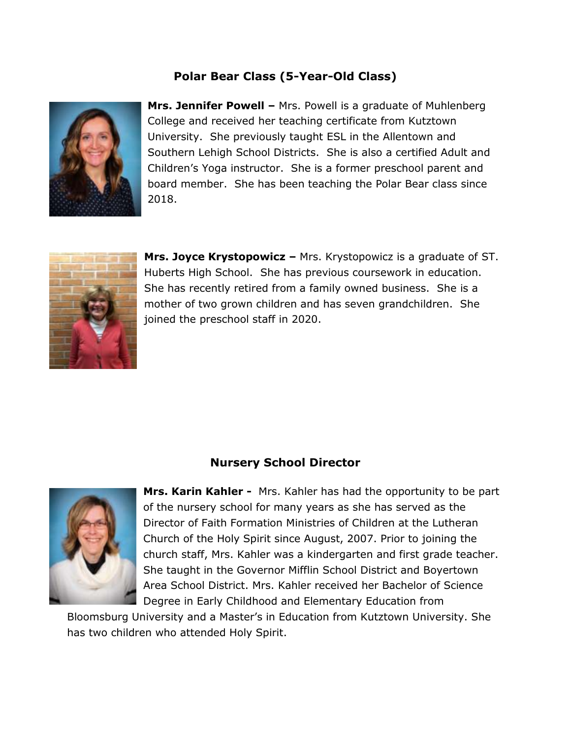## Polar Bear Class (5-Year-Old Class)

**Mrs. Jennifer Powell –** Mrs. Powell is a graduate of Muhlenberg College and received her teaching certificate from Kutztown University. She previously taught ESL in the Allentown and Southern Lehigh School Districts. She is also a certified Adult and Children's Yoga instructor. She is a former preschool parent and board member. She has been teaching the Polar Bear class since 2018.

**Mrs. Joyce Krystopowicz –** Mrs. Krystopowicz is a graduate of ST. Huberts High School. She has previous coursework in education. She has recently retired from a family owned business. She is a mother of two grown children and has seven grandchildren. She joined the preschool staff in 2020.

## Nursery School Director

**Mrs. Karin Kahler -** Mrs. Kahler has had the opportunity to be part of the nursery school for many years as she has served as the Director of Faith Formation Ministries of Children at the Lutheran Church of the Holy Spirit since August, 2007. Prior to joining the church staff, Mrs. Kahler was a kindergarten and first grade teacher. She taught in the Governor Mifflin School District and Boyertown Area School District. Mrs. Kahler received her Bachelor of Science Degree in Early Childhood and Elementary Education from Bloomsburg University and a Master's in Education from Kutztown University. She has two children who attended Holy Spirit.